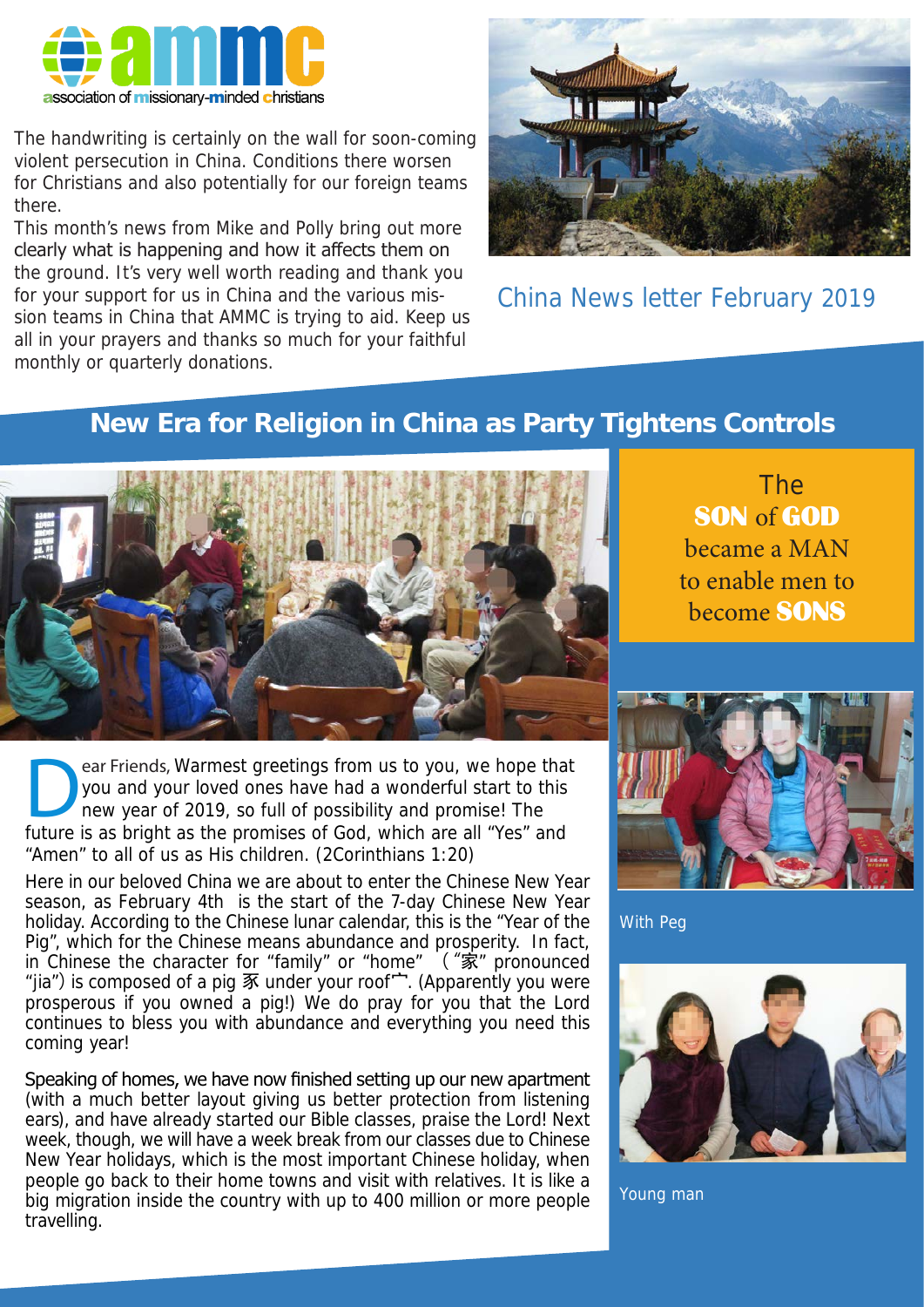ammc

association of missionary-minded christians

The handwriting is certainly on the wall for soon-coming violent persecution in China. Conditions there worsen for Christians and also potentially for our foreign teams there.

This month's news from Mike and Polly bring out more clearly what is happening and how it affects them on the ground. It's very well worth reading and thank you for your support for us in China and the various mission teams in China that AMMC is trying to aid. Keep us all in your prayers and thanks so much for your faithful monthly or quarterly donations.

China News letter February 2019

# New Era for Religion in China as Party Tightens Controls

The **SON** of **GOD** became a MAN to enable men to become **SONS**

Dear Friends, Warmest greetings from us to you, we hope that you and your loved ones have had a wonderful start to this new year of 2019, so full of possibility and promise! The future is as bright as the promises of God, which are all "Yes" and "Amen" to all of us as His children. (2Corinthians 1:20)

Here in our beloved China we are about to enter the Chinese New Year season, as February 4th is the start of the 7-day Chinese New Year holiday. According to the Chinese lunar calendar, this is the "Year of the Pig", which for the Chinese means abundance and prosperity. In fact, in Chinese the character for "family" or "home" ("家" pronounced "jia") is composed of a pig 豕 under your roof 宀. (Apparently you were prosperous if you owned a pig!) We do pray for you that the Lord continues to bless you with abundance and everything you need this coming year!

Speaking of homes, we have now finished setting up our new apartment (with a much better layout giving us better protection from listening ears), and have already started our Bible classes, praise the Lord! Next week, though, we will have a week break from our classes due to Chinese New Year holidays, which is the most important Chinese holiday, when people go back to their home towns and visit with relatives. It is like a big migration inside the country with up to 400 million or more people travelling.

With Peg

Young man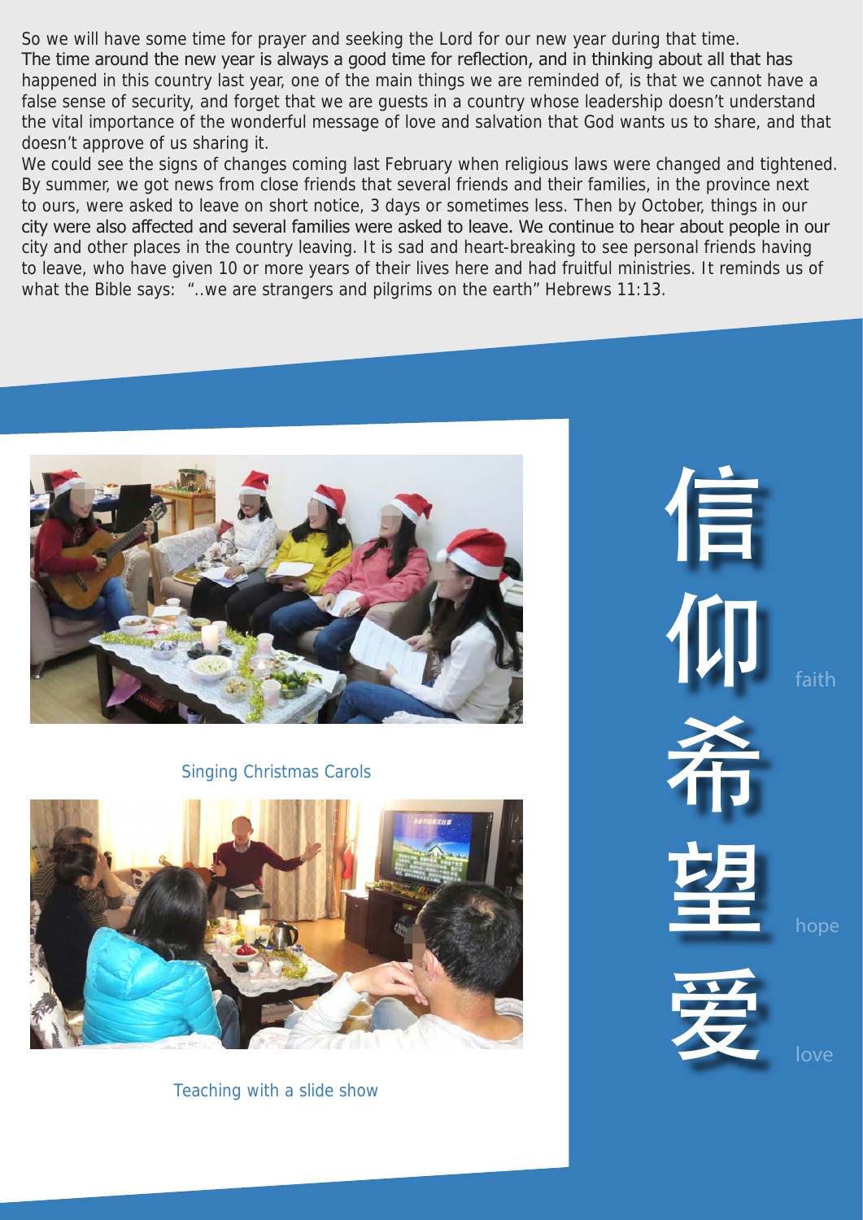So we will have some time for prayer and seeking the Lord for our new year during that time.

The time around the new year is always a good time for reflection, and in thinking about all that has happened in this country last year, one of the main things we are reminded of, is that we cannot have a false sense of security, and forget that we are guests in a country whose leadership doesn't understand the vital importance of the wonderful message of love and salvation that God wants us to share, and that doesn't approve of us sharing it.

We could see the signs of changes coming last February when religious laws were changed and tightened. By summer, we got news from close friends that several friends and their families, in the province next to ours, were asked to leave on short notice, 3 days or sometimes less. Then by October, things in our city were also affected and several families were asked to leave. We continue to hear about people in our city and other places in the country leaving. It is sad and heart-breaking to see personal friends having to leave, who have given 10 or more years of their lives here and had fruitful ministries. It reminds us of what the Bible says: "..we are strangers and pilgrims on the earth" Hebrews 11:13.

Singing Christmas Carols

Teaching with a slide show

信仰 faith

希望 hope

爱 love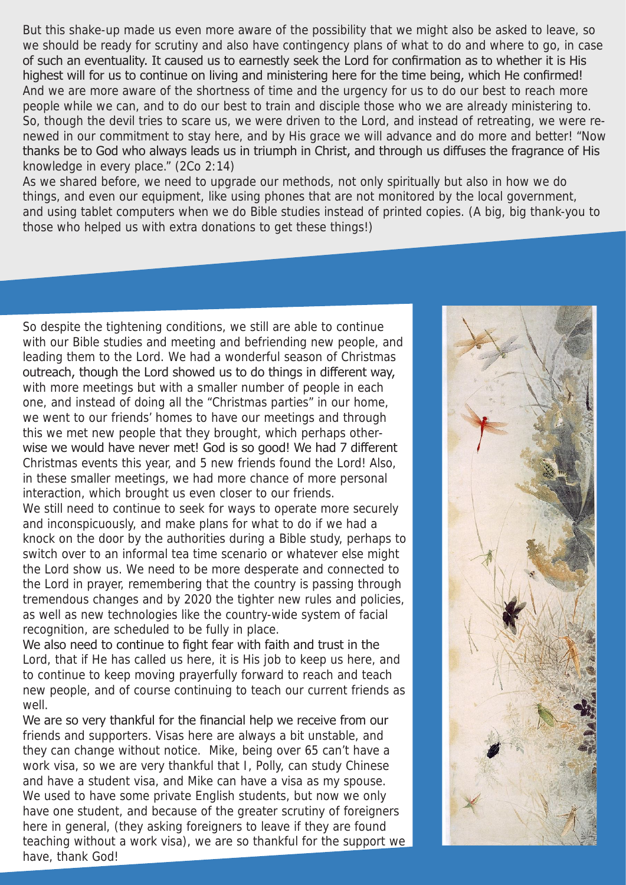But this shake-up made us even more aware of the possibility that we might also be asked to leave, so we should be ready for scrutiny and also have contingency plans of what to do and where to go, in case of such an eventuality. It caused us to earnestly seek the Lord for confirmation as to whether it is His highest will for us to continue on living and ministering here for the time being, which He confirmed! And we are more aware of the shortness of time and the urgency for us to do our best to reach more people while we can, and to do our best to train and disciple those who we are already ministering to. So, though the devil tries to scare us, we were driven to the Lord, and instead of retreating, we were renewed in our commitment to stay here, and by His grace we will advance and do more and better! "Now thanks be to God who always leads us in triumph in Christ, and through us diffuses the fragrance of His knowledge in every place." (2Co 2:14)

As we shared before, we need to upgrade our methods, not only spiritually but also in how we do things, and even our equipment, like using phones that are not monitored by the local government, and using tablet computers when we do Bible studies instead of printed copies. (A big, big thank-you to those who helped us with extra donations to get these things!)

So despite the tightening conditions, we still are able to continue with our Bible studies and meeting and befriending new people, and leading them to the Lord. We had a wonderful season of Christmas outreach, though the Lord showed us to do things in different way, with more meetings but with a smaller number of people in each one, and instead of doing all the "Christmas parties" in our home, we went to our friends' homes to have our meetings and through this we met new people that they brought, which perhaps otherwise we would have never met! God is so good! We had 7 different Christmas events this year, and 5 new friends found the Lord! Also, in these smaller meetings, we had more chance of more personal interaction, which brought us even closer to our friends.

We still need to continue to seek for ways to operate more securely and inconspicuously, and make plans for what to do if we had a knock on the door by the authorities during a Bible study, perhaps to switch over to an informal tea time scenario or whatever else might the Lord show us. We need to be more desperate and connected to the Lord in prayer, remembering that the country is passing through tremendous changes and by 2020 the tighter new rules and policies, as well as new technologies like the country-wide system of facial recognition, are scheduled to be fully in place.

We also need to continue to fight fear with faith and trust in the Lord, that if He has called us here, it is His job to keep us here, and to continue to keep moving prayerfully forward to reach and teach new people, and of course continuing to teach our current friends as well.

We are so very thankful for the financial help we receive from our friends and supporters. Visas here are always a bit unstable, and they can change without notice. Mike, being over 65 can't have a work visa, so we are very thankful that I, Polly, can study Chinese and have a student visa, and Mike can have a visa as my spouse. We used to have some private English students, but now we only have one student, and because of the greater scrutiny of foreigners here in general, (they asking foreigners to leave if they are found teaching without a work visa), we are so thankful for the support we have, thank God!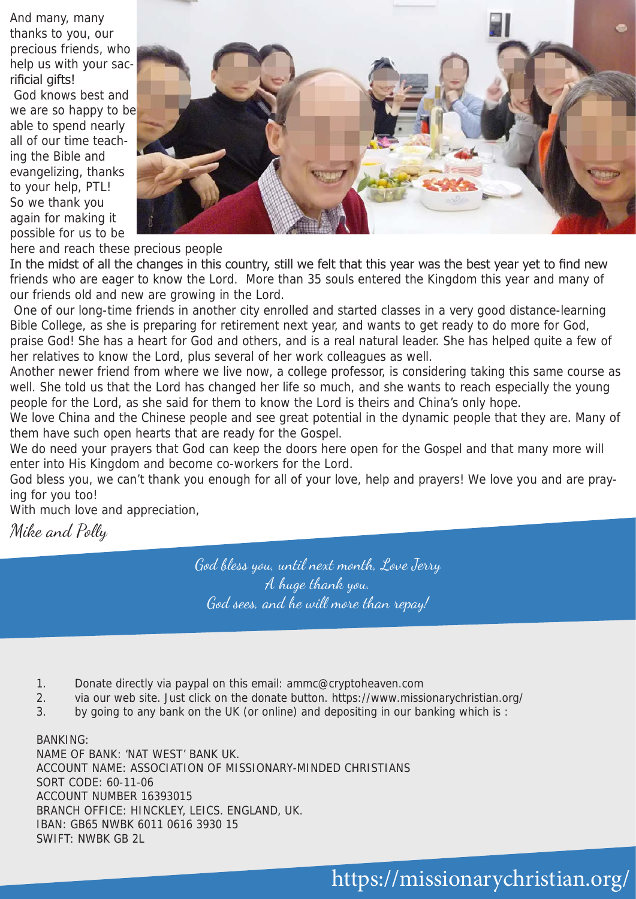And many, many thanks to you, our precious friends, who help us with your sacrificial gifts!

God knows best and we are so happy to be able to spend nearly all of our time teaching the Bible and evangelizing, thanks to your help, PTL! So we thank you again for making it possible for us to be here and reach these precious people

In the midst of all the changes in this country, still we felt that this year was the best year yet to find new friends who are eager to know the Lord. More than 35 souls entered the Kingdom this year and many of our friends old and new are growing in the Lord.

One of our long-time friends in another city enrolled and started classes in a very good distance-learning Bible College, as she is preparing for retirement next year, and wants to get ready to do more for God, praise God! She has a heart for God and others, and is a real natural leader. She has helped quite a few of her relatives to know the Lord, plus several of her work colleagues as well.

Another newer friend from where we live now, a college professor, is considering taking this same course as well. She told us that the Lord has changed her life so much, and she wants to reach especially the young people for the Lord, as she said for them to know the Lord is theirs and China's only hope.

We love China and the Chinese people and see great potential in the dynamic people that they are. Many of them have such open hearts that are ready for the Gospel.

We do need your prayers that God can keep the doors here open for the Gospel and that many more will enter into His Kingdom and become co-workers for the Lord.

God bless you, we can't thank you enough for all of your love, help and prayers! We love you and are praying for you too!

With much love and appreciation,

*Mike and Polly*

*God bless you, until next month, Love Jerry*
*A huge thank you.*
*God sees, and he will more than repay!*

1. Donate directly via paypal on this email: ammc@cryptoheaven.com
2. via our web site. Just click on the donate button. https://www.missionarychristian.org/
3. by going to any bank on the UK (or online) and depositing in our banking which is :

BANKING:
NAME OF BANK: 'NAT WEST' BANK UK.
ACCOUNT NAME: ASSOCIATION OF MISSIONARY-MINDED CHRISTIANS
SORT CODE: 60-11-06
ACCOUNT NUMBER 16393015
BRANCH OFFICE: HINCKLEY, LEICS. ENGLAND, UK.
IBAN: GB65 NWBK 6011 0616 3930 15
SWIFT: NWBK GB 2L

https://missionarychristian.org/